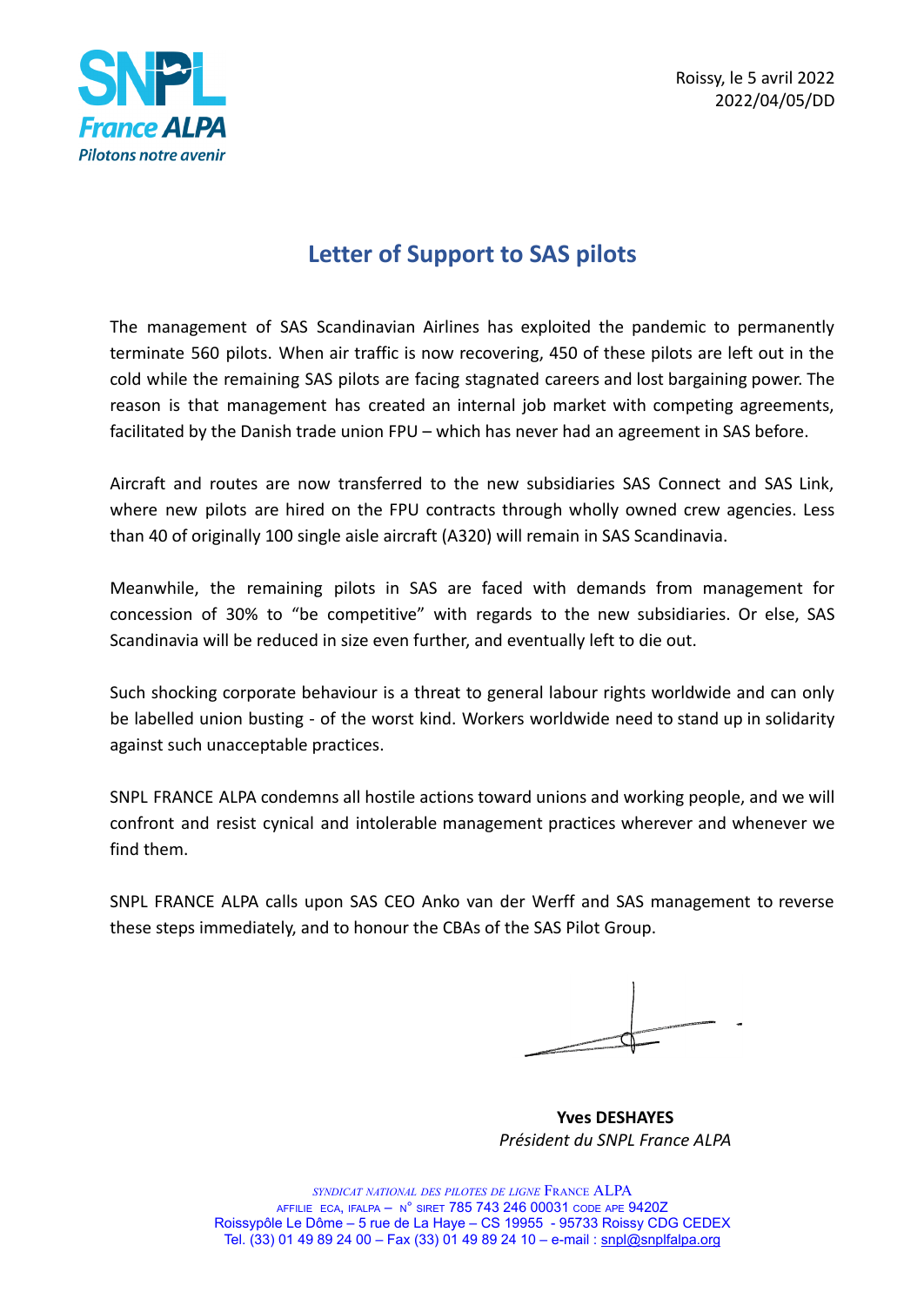Roissy, le 5 avril 2022
2022/04/05/DD

# Letter of Support to SAS pilots

The management of SAS Scandinavian Airlines has exploited the pandemic to permanently terminate 560 pilots. When air traffic is now recovering, 450 of these pilots are left out in the cold while the remaining SAS pilots are facing stagnated careers and lost bargaining power. The reason is that management has created an internal job market with competing agreements, facilitated by the Danish trade union FPU – which has never had an agreement in SAS before.

Aircraft and routes are now transferred to the new subsidiaries SAS Connect and SAS Link, where new pilots are hired on the FPU contracts through wholly owned crew agencies. Less than 40 of originally 100 single aisle aircraft (A320) will remain in SAS Scandinavia.

Meanwhile, the remaining pilots in SAS are faced with demands from management for concession of 30% to "be competitive" with regards to the new subsidiaries. Or else, SAS Scandinavia will be reduced in size even further, and eventually left to die out.

Such shocking corporate behaviour is a threat to general labour rights worldwide and can only be labelled union busting - of the worst kind. Workers worldwide need to stand up in solidarity against such unacceptable practices.

SNPL FRANCE ALPA condemns all hostile actions toward unions and working people, and we will confront and resist cynical and intolerable management practices wherever and whenever we find them.

SNPL FRANCE ALPA calls upon SAS CEO Anko van der Werff and SAS management to reverse these steps immediately, and to honour the CBAs of the SAS Pilot Group.

**Yves DESHAYES**
*Président du SNPL France ALPA*

SYNDICAT NATIONAL DES PILOTES DE LIGNE FRANCE ALPA
AFFILIE ECA, IFALPA – N° SIRET 785 743 246 00031 CODE APE 9420Z
Roissypôle Le Dôme – 5 rue de La Haye – CS 19955 - 95733 Roissy CDG CEDEX
Tel. (33) 01 49 89 24 00 – Fax (33) 01 49 89 24 10 – e-mail : snpl@snplfalpa.org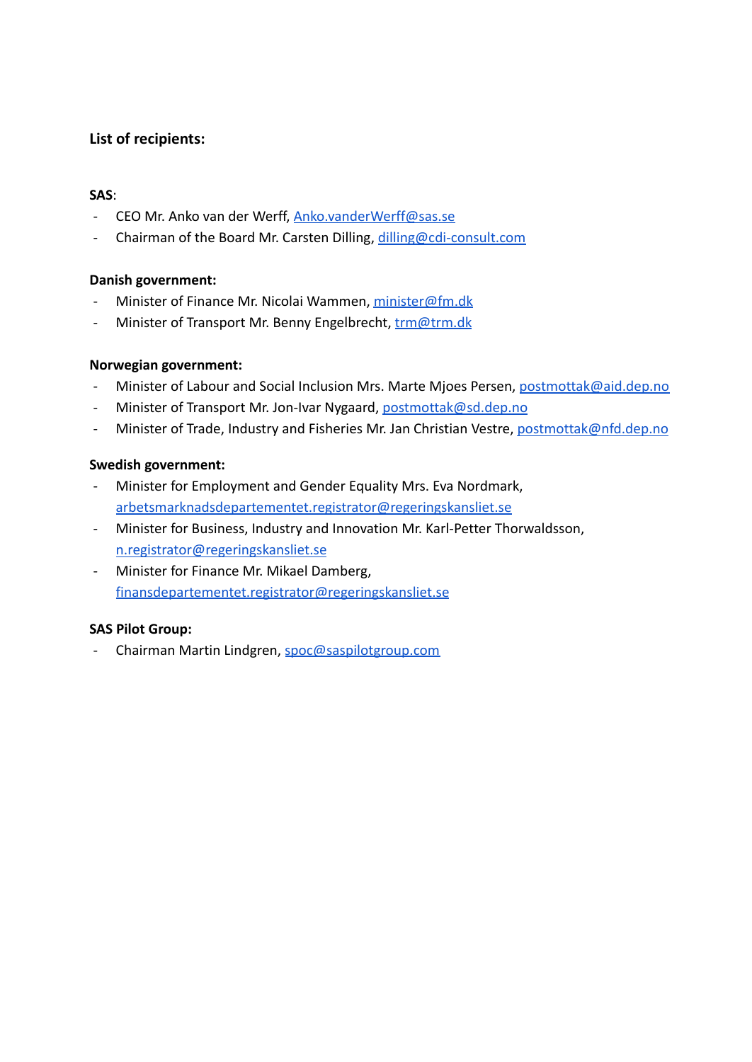**List of recipients:**

**SAS**:

- CEO Mr. Anko van der Werff, Anko.vanderWerff@sas.se
- Chairman of the Board Mr. Carsten Dilling, dilling@cdi-consult.com

**Danish government:**

- Minister of Finance Mr. Nicolai Wammen, minister@fm.dk
- Minister of Transport Mr. Benny Engelbrecht, trm@trm.dk

**Norwegian government:**

- Minister of Labour and Social Inclusion Mrs. Marte Mjoes Persen, postmottak@aid.dep.no
- Minister of Transport Mr. Jon-Ivar Nygaard, postmottak@sd.dep.no
- Minister of Trade, Industry and Fisheries Mr. Jan Christian Vestre, postmottak@nfd.dep.no

**Swedish government:**

- Minister for Employment and Gender Equality Mrs. Eva Nordmark, arbetsmarknadsdepartementet.registrator@regeringskansliet.se
- Minister for Business, Industry and Innovation Mr. Karl-Petter Thorwaldsson, n.registrator@regeringskansliet.se
- Minister for Finance Mr. Mikael Damberg, finansdepartementet.registrator@regeringskansliet.se

**SAS Pilot Group:**

- Chairman Martin Lindgren, spoc@saspilotgroup.com